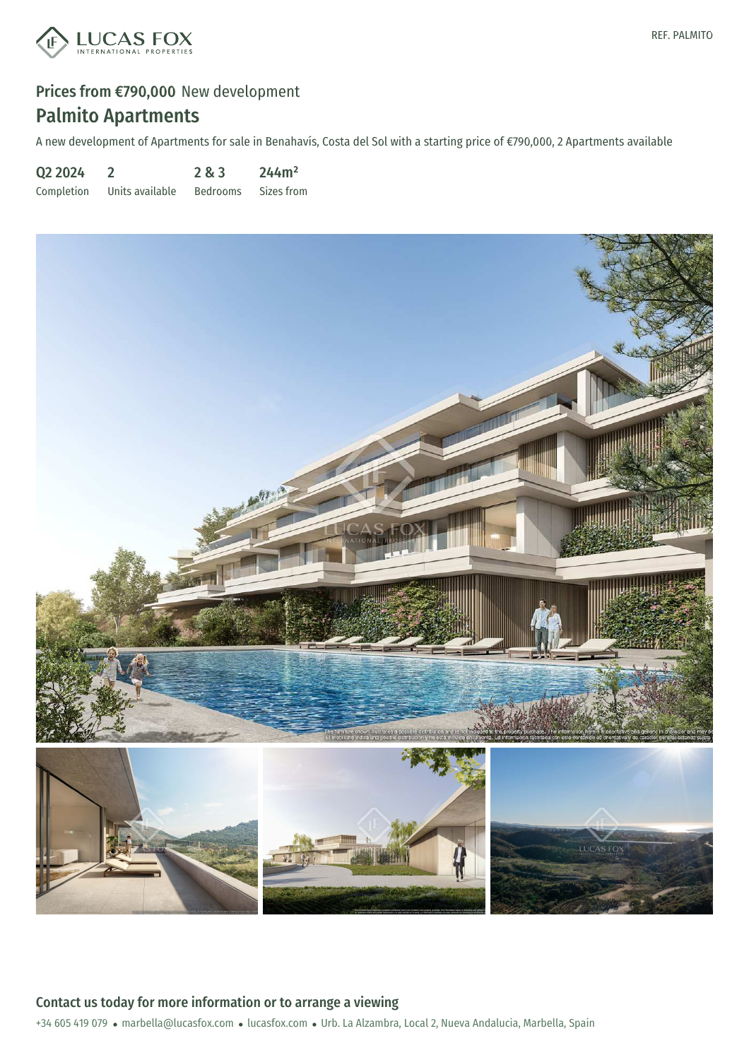REF. PALMITO

## Prices from €790,000 New development

# Palmito Apartments

A new development of Apartments for sale in Benahavís, Costa del Sol with a starting price of €790,000, 2 Apartments available

| Q2 2024 | 2 | 2 & 3 | 244m² |
| --- | --- | --- | --- |
| Completion | Units available | Bedrooms | Sizes from |

## Contact us today for more information or to arrange a viewing

+34 605 419 079 • marbella@lucasfox.com • lucasfox.com • Urb. La Alzambra, Local 2, Nueva Andalucia, Marbella, Spain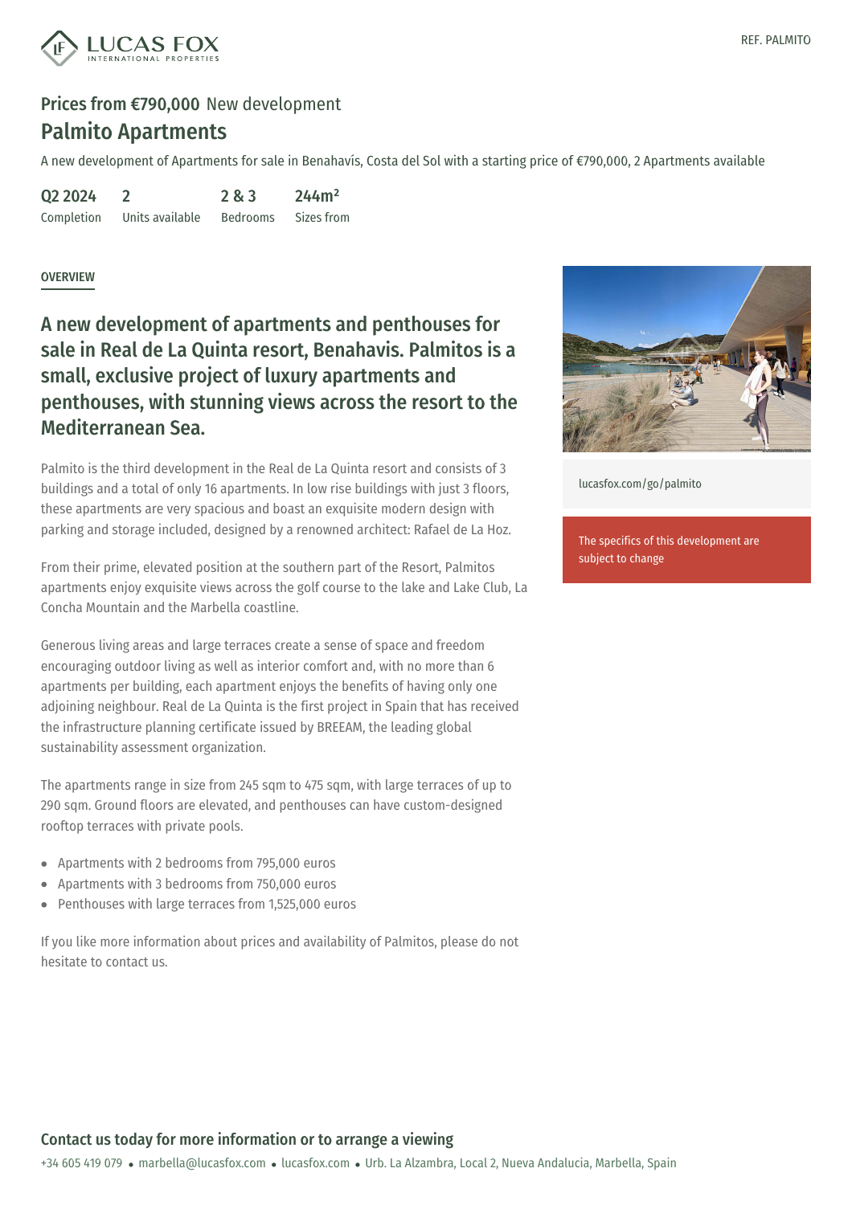# Prices from €790,000 New development

## Palmito Apartments

A new development of Apartments for sale in Benahavís, Costa del Sol with a starting price of €790,000, 2 Apartments available

| Q2 2024 | 2 | 2 & 3 | 244m² |
|---|---|---|---|
| Completion | Units available | Bedrooms | Sizes from |

lucasfox.com/go/palmito

The specifics of this development are subject to change

### OVERVIEW

## A new development of apartments and penthouses for sale in Real de La Quinta resort, Benahavis. Palmitos is a small, exclusive project of luxury apartments and penthouses, with stunning views across the resort to the Mediterranean Sea.

Palmito is the third development in the Real de La Quinta resort and consists of 3 buildings and a total of only 16 apartments. In low rise buildings with just 3 floors, these apartments are very spacious and boast an exquisite modern design with parking and storage included, designed by a renowned architect: Rafael de La Hoz.

From their prime, elevated position at the southern part of the Resort, Palmitos apartments enjoy exquisite views across the golf course to the lake and Lake Club, La Concha Mountain and the Marbella coastline.

Generous living areas and large terraces create a sense of space and freedom encouraging outdoor living as well as interior comfort and, with no more than 6 apartments per building, each apartment enjoys the benefits of having only one adjoining neighbour. Real de La Quinta is the first project in Spain that has received the infrastructure planning certificate issued by BREEAM, the leading global sustainability assessment organization.

The apartments range in size from 245 sqm to 475 sqm, with large terraces of up to 290 sqm. Ground floors are elevated, and penthouses can have custom-designed rooftop terraces with private pools.

- Apartments with 2 bedrooms from 795,000 euros
- Apartments with 3 bedrooms from 750,000 euros
- Penthouses with large terraces from 1,525,000 euros

If you like more information about prices and availability of Palmitos, please do not hesitate to contact us.

### Contact us today for more information or to arrange a viewing

+34 605 419 079 • marbella@lucasfox.com • lucasfox.com • Urb. La Alzambra, Local 2, Nueva Andalucia, Marbella, Spain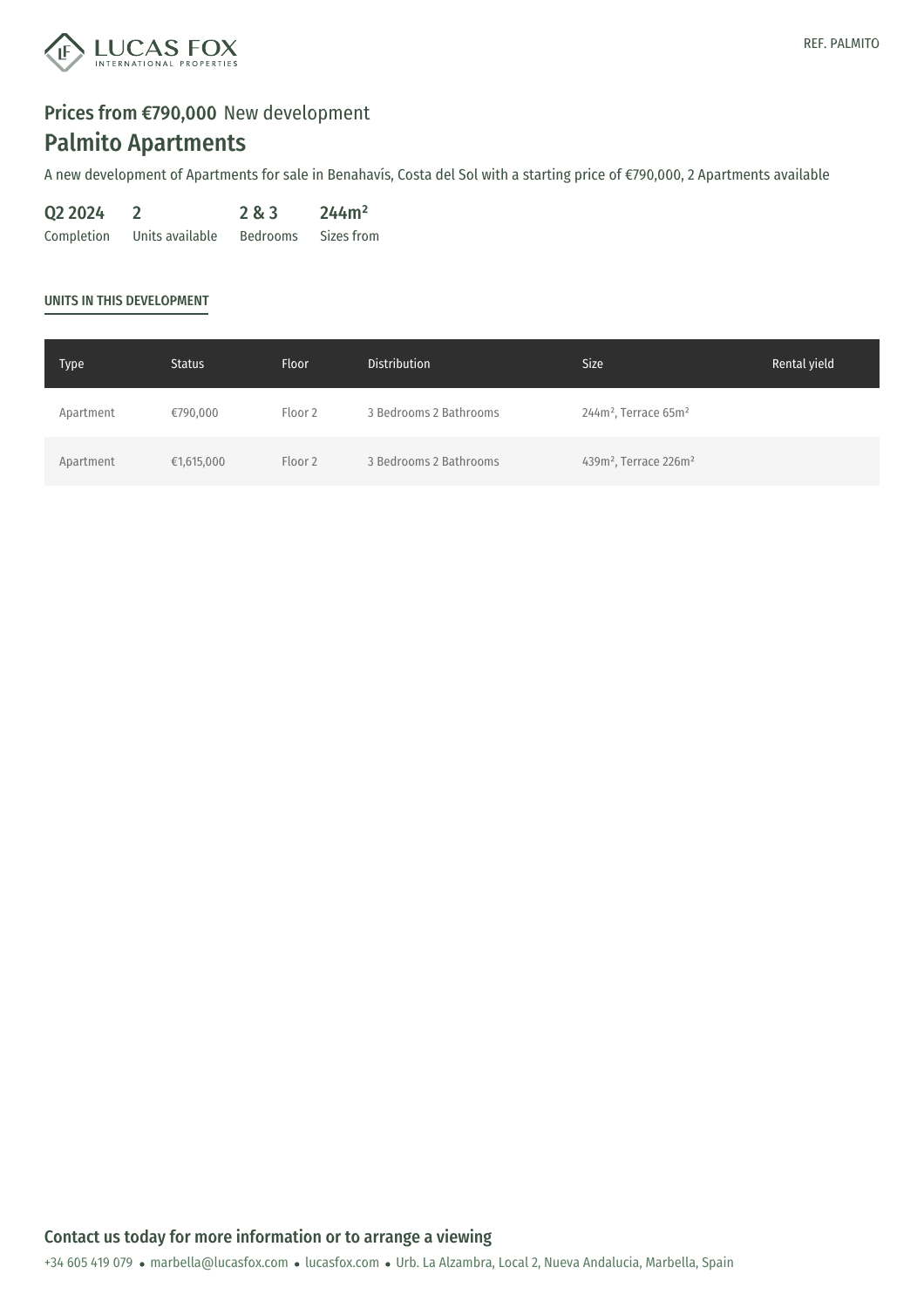REF. PALMITO

**Prices from €790,000** New development

# Palmito Apartments

A new development of Apartments for sale in Benahavís, Costa del Sol with a starting price of €790,000, 2 Apartments available

| Q2 2024 | 2 | 2 & 3 | 244m² |
|---|---|---|---|
| Completion | Units available | Bedrooms | Sizes from |

## UNITS IN THIS DEVELOPMENT

| Type | Status | Floor | Distribution | Size | Rental yield |
|---|---|---|---|---|---|
| Apartment | €790,000 | Floor 2 | 3 Bedrooms 2 Bathrooms | 244m², Terrace 65m² | |
| Apartment | €1,615,000 | Floor 2 | 3 Bedrooms 2 Bathrooms | 439m², Terrace 226m² | |

## Contact us today for more information or to arrange a viewing

+34 605 419 079 • marbella@lucasfox.com • lucasfox.com • Urb. La Alzambra, Local 2, Nueva Andalucia, Marbella, Spain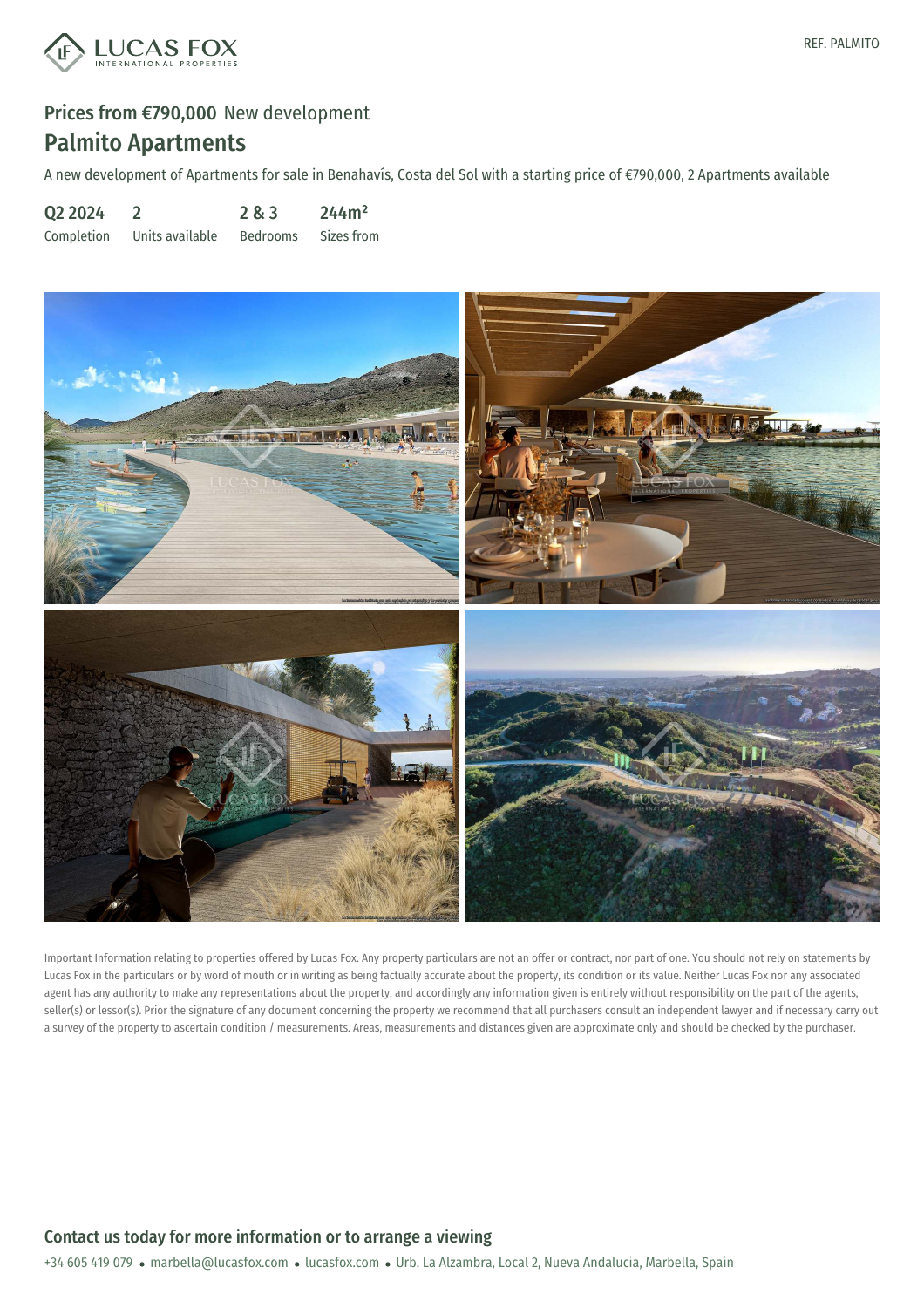# Prices from €790,000 New development

## Palmito Apartments

A new development of Apartments for sale in Benahavís, Costa del Sol with a starting price of €790,000, 2 Apartments available

| Q2 2024 | 2 | 2 & 3 | 244m² |
|---|---|---|---|
| Completion | Units available | Bedrooms | Sizes from |

Important Information relating to properties offered by Lucas Fox. Any property particulars are not an offer or contract, nor part of one. You should not rely on statements by Lucas Fox in the particulars or by word of mouth or in writing as being factually accurate about the property, its condition or its value. Neither Lucas Fox nor any associated agent has any authority to make any representations about the property, and accordingly any information given is entirely without responsibility on the part of the agents, seller(s) or lessor(s). Prior the signature of any document concerning the property we recommend that all purchasers consult an independent lawyer and if necessary carry out a survey of the property to ascertain condition / measurements. Areas, measurements and distances given are approximate only and should be checked by the purchaser.

## Contact us today for more information or to arrange a viewing

+34 605 419 079 • marbella@lucasfox.com • lucasfox.com • Urb. La Alzambra, Local 2, Nueva Andalucia, Marbella, Spain